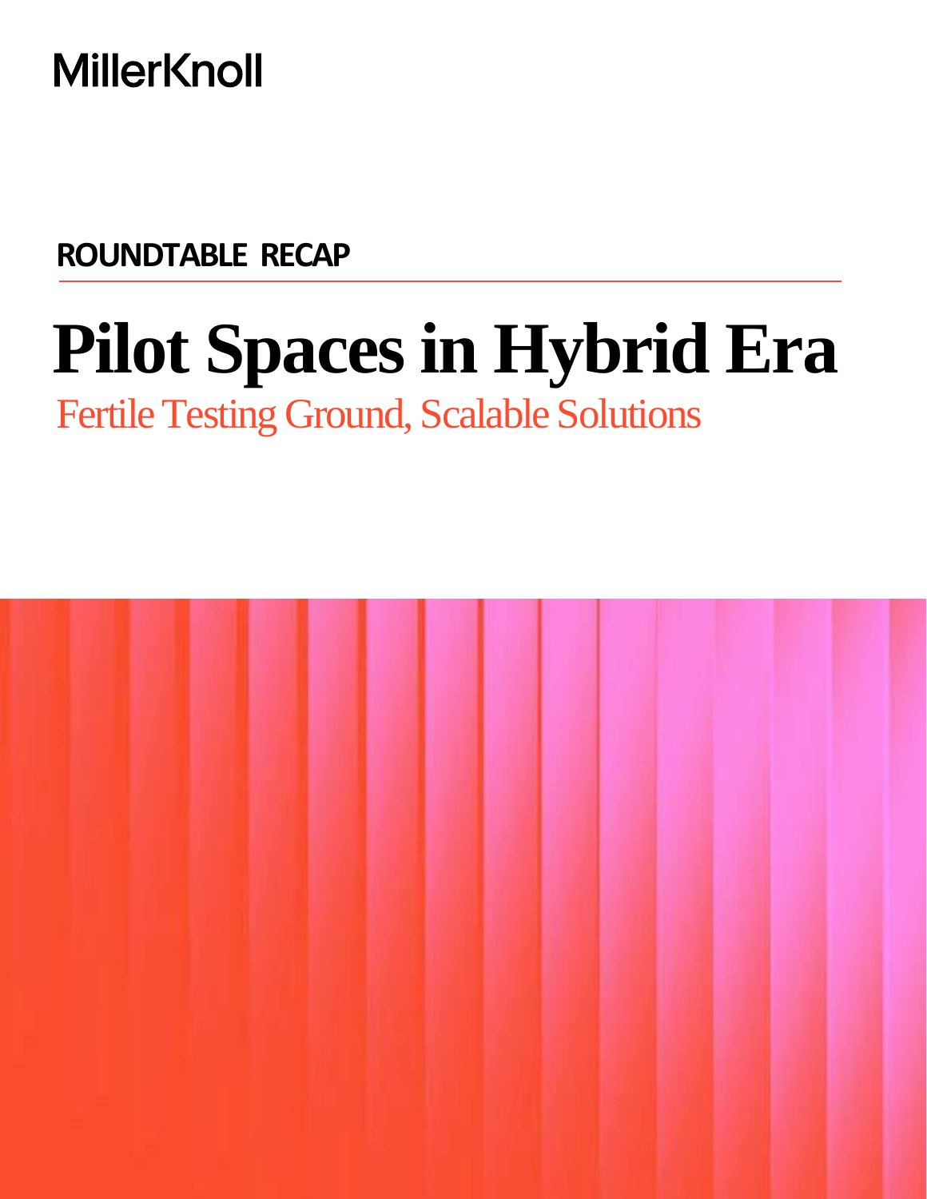MillerKnoll

ROUNDTABLE RECAP

# Pilot Spaces in Hybrid Era

## Fertile Testing Ground, Scalable Solutions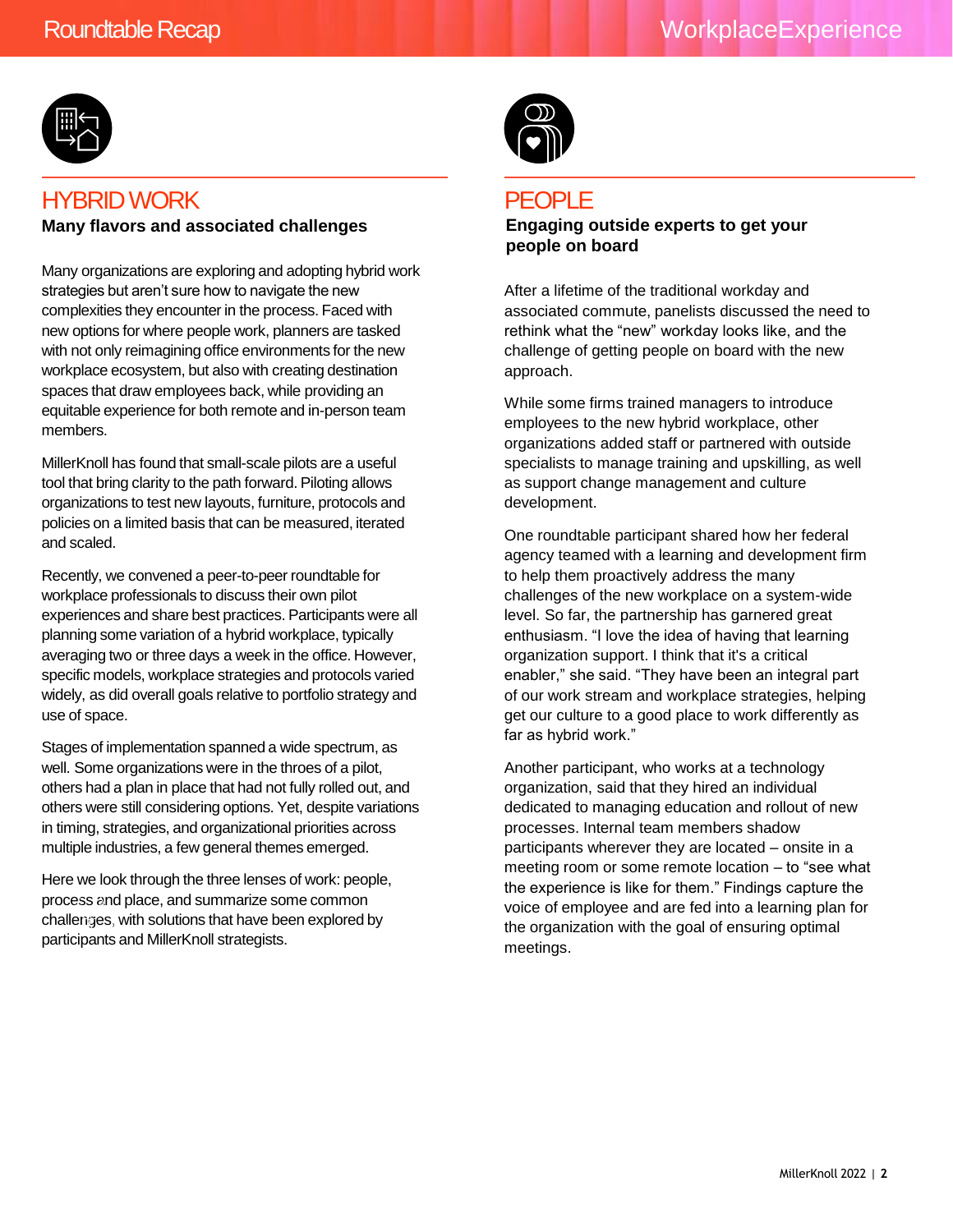## HYBRID WORK

**Many flavors and associated challenges**

Many organizations are exploring and adopting hybrid work strategies but aren't sure how to navigate the new complexities they encounter in the process. Faced with new options for where people work, planners are tasked with not only reimagining office environments for the new workplace ecosystem, but also with creating destination spaces that draw employees back, while providing an equitable experience for both remote and in-person team members.

MillerKnoll has found that small-scale pilots are a useful tool that bring clarity to the path forward. Piloting allows organizations to test new layouts, furniture, protocols and policies on a limited basis that can be measured, iterated and scaled.

Recently, we convened a peer-to-peer roundtable for workplace professionals to discuss their own pilot experiences and share best practices. Participants were all planning some variation of a hybrid workplace, typically averaging two or three days a week in the office. However, specific models, workplace strategies and protocols varied widely, as did overall goals relative to portfolio strategy and use of space.

Stages of implementation spanned a wide spectrum, as well. Some organizations were in the throes of a pilot, others had a plan in place that had not fully rolled out, and others were still considering options. Yet, despite variations in timing, strategies, and organizational priorities across multiple industries, a few general themes emerged.

Here we look through the three lenses of work: people, process and place, and summarize some common challenges, with solutions that have been explored by participants and MillerKnoll strategists.

## PEOPLE

**Engaging outside experts to get your people on board**

After a lifetime of the traditional workday and associated commute, panelists discussed the need to rethink what the "new" workday looks like, and the challenge of getting people on board with the new approach.

While some firms trained managers to introduce employees to the new hybrid workplace, other organizations added staff or partnered with outside specialists to manage training and upskilling, as well as support change management and culture development.

One roundtable participant shared how her federal agency teamed with a learning and development firm to help them proactively address the many challenges of the new workplace on a system-wide level. So far, the partnership has garnered great enthusiasm. "I love the idea of having that learning organization support. I think that it's a critical enabler," she said. "They have been an integral part of our work stream and workplace strategies, helping get our culture to a good place to work differently as far as hybrid work."

Another participant, who works at a technology organization, said that they hired an individual dedicated to managing education and rollout of new processes. Internal team members shadow participants wherever they are located – onsite in a meeting room or some remote location – to "see what the experience is like for them." Findings capture the voice of employee and are fed into a learning plan for the organization with the goal of ensuring optimal meetings.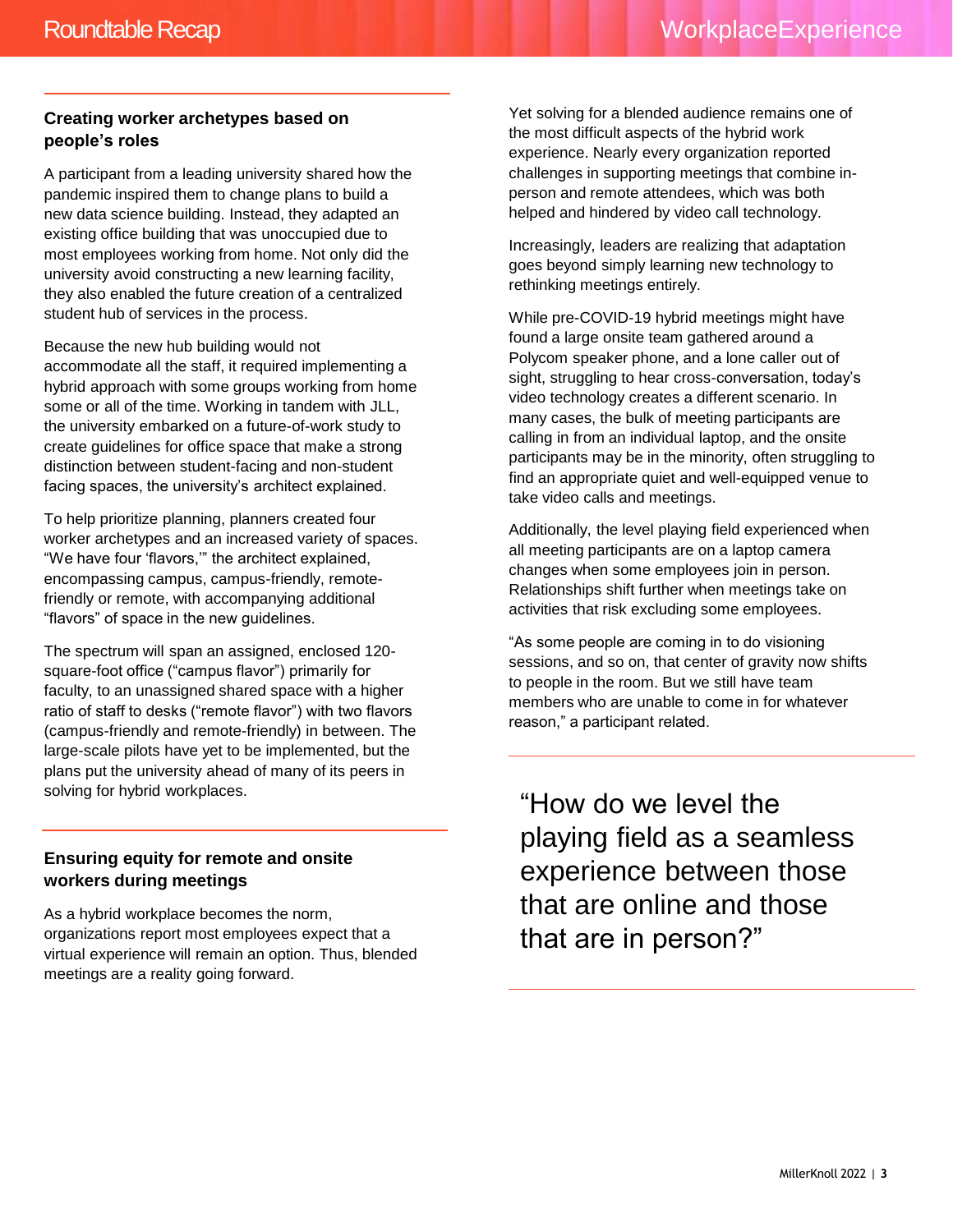## Creating worker archetypes based on people's roles

A participant from a leading university shared how the pandemic inspired them to change plans to build a new data science building. Instead, they adapted an existing office building that was unoccupied due to most employees working from home. Not only did the university avoid constructing a new learning facility, they also enabled the future creation of a centralized student hub of services in the process.

Because the new hub building would not accommodate all the staff, it required implementing a hybrid approach with some groups working from home some or all of the time. Working in tandem with JLL, the university embarked on a future-of-work study to create guidelines for office space that make a strong distinction between student-facing and non-student facing spaces, the university's architect explained.

To help prioritize planning, planners created four worker archetypes and an increased variety of spaces. "We have four 'flavors,'" the architect explained, encompassing campus, campus-friendly, remote-friendly or remote, with accompanying additional "flavors" of space in the new guidelines.

The spectrum will span an assigned, enclosed 120-square-foot office ("campus flavor") primarily for faculty, to an unassigned shared space with a higher ratio of staff to desks ("remote flavor") with two flavors (campus-friendly and remote-friendly) in between. The large-scale pilots have yet to be implemented, but the plans put the university ahead of many of its peers in solving for hybrid workplaces.

## Ensuring equity for remote and onsite workers during meetings

As a hybrid workplace becomes the norm, organizations report most employees expect that a virtual experience will remain an option. Thus, blended meetings are a reality going forward.

Yet solving for a blended audience remains one of the most difficult aspects of the hybrid work experience. Nearly every organization reported challenges in supporting meetings that combine in-person and remote attendees, which was both helped and hindered by video call technology.

Increasingly, leaders are realizing that adaptation goes beyond simply learning new technology to rethinking meetings entirely.

While pre-COVID-19 hybrid meetings might have found a large onsite team gathered around a Polycom speaker phone, and a lone caller out of sight, struggling to hear cross-conversation, today's video technology creates a different scenario. In many cases, the bulk of meeting participants are calling in from an individual laptop, and the onsite participants may be in the minority, often struggling to find an appropriate quiet and well-equipped venue to take video calls and meetings.

Additionally, the level playing field experienced when all meeting participants are on a laptop camera changes when some employees join in person. Relationships shift further when meetings take on activities that risk excluding some employees.

"As some people are coming in to do visioning sessions, and so on, that center of gravity now shifts to people in the room. But we still have team members who are unable to come in for whatever reason," a participant related.

> "How do we level the playing field as a seamless experience between those that are online and those that are in person?"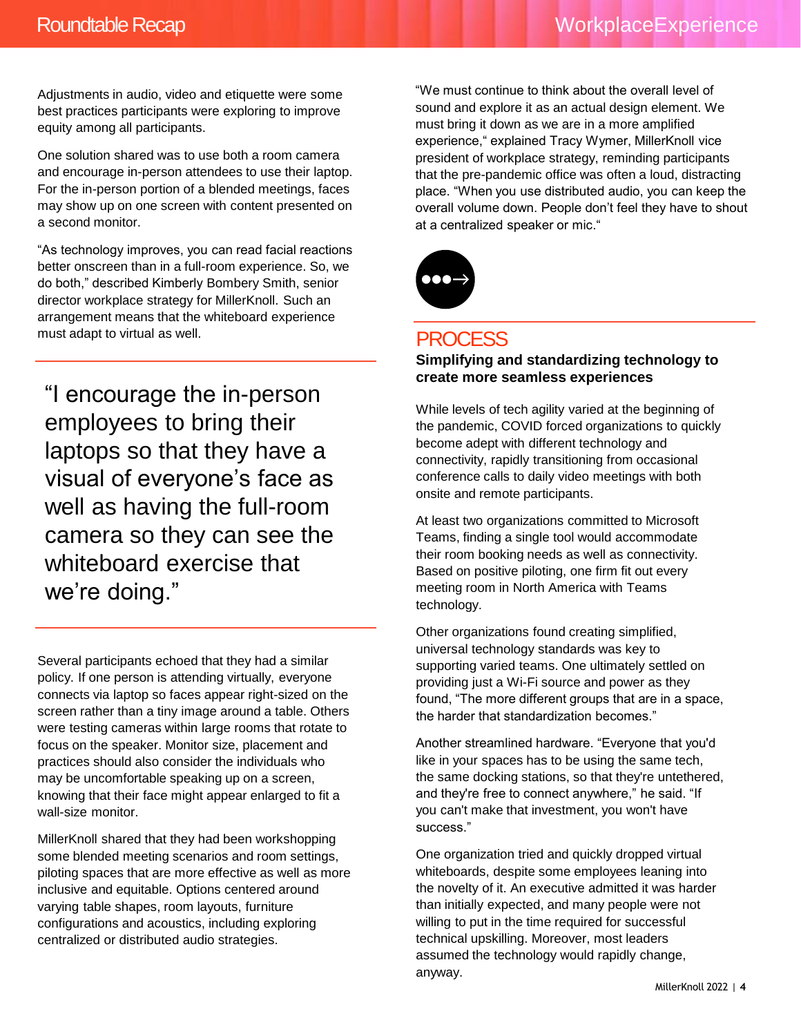Adjustments in audio, video and etiquette were some best practices participants were exploring to improve equity among all participants.

One solution shared was to use both a room camera and encourage in-person attendees to use their laptop. For the in-person portion of a blended meetings, faces may show up on one screen with content presented on a second monitor.

"As technology improves, you can read facial reactions better onscreen than in a full-room experience. So, we do both," described Kimberly Bombery Smith, senior director workplace strategy for MillerKnoll. Such an arrangement means that the whiteboard experience must adapt to virtual as well.

> "I encourage the in-person employees to bring their laptops so that they have a visual of everyone's face as well as having the full-room camera so they can see the whiteboard exercise that we're doing."

Several participants echoed that they had a similar policy. If one person is attending virtually, everyone connects via laptop so faces appear right-sized on the screen rather than a tiny image around a table. Others were testing cameras within large rooms that rotate to focus on the speaker. Monitor size, placement and practices should also consider the individuals who may be uncomfortable speaking up on a screen, knowing that their face might appear enlarged to fit a wall-size monitor.

MillerKnoll shared that they had been workshopping some blended meeting scenarios and room settings, piloting spaces that are more effective as well as more inclusive and equitable. Options centered around varying table shapes, room layouts, furniture configurations and acoustics, including exploring centralized or distributed audio strategies.

"We must continue to think about the overall level of sound and explore it as an actual design element. We must bring it down as we are in a more amplified experience," explained Tracy Wymer, MillerKnoll vice president of workplace strategy, reminding participants that the pre-pandemic office was often a loud, distracting place. "When you use distributed audio, you can keep the overall volume down. People don't feel they have to shout at a centralized speaker or mic."

## PROCESS

**Simplifying and standardizing technology to create more seamless experiences**

While levels of tech agility varied at the beginning of the pandemic, COVID forced organizations to quickly become adept with different technology and connectivity, rapidly transitioning from occasional conference calls to daily video meetings with both onsite and remote participants.

At least two organizations committed to Microsoft Teams, finding a single tool would accommodate their room booking needs as well as connectivity. Based on positive piloting, one firm fit out every meeting room in North America with Teams technology.

Other organizations found creating simplified, universal technology standards was key to supporting varied teams. One ultimately settled on providing just a Wi-Fi source and power as they found, "The more different groups that are in a space, the harder that standardization becomes."

Another streamlined hardware. "Everyone that you'd like in your spaces has to be using the same tech, the same docking stations, so that they're untethered, and they're free to connect anywhere," he said. "If you can't make that investment, you won't have success."

One organization tried and quickly dropped virtual whiteboards, despite some employees leaning into the novelty of it. An executive admitted it was harder than initially expected, and many people were not willing to put in the time required for successful technical upskilling. Moreover, most leaders assumed the technology would rapidly change, anyway.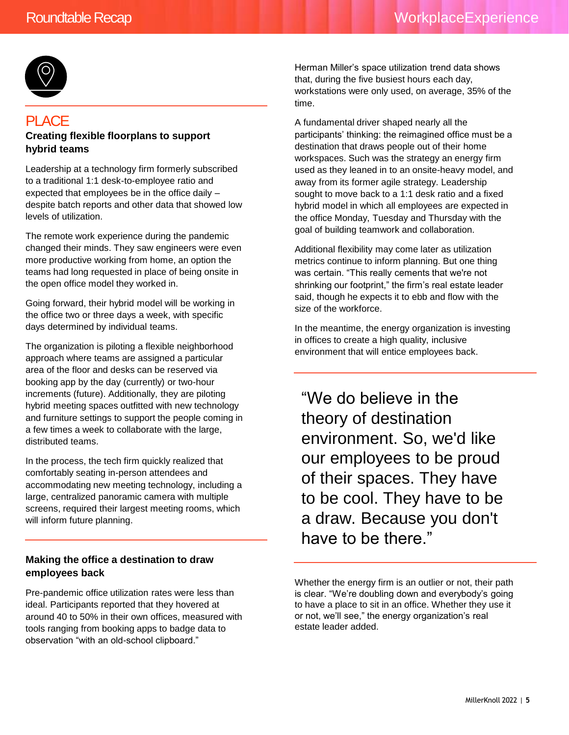## PLACE

### Creating flexible floorplans to support hybrid teams

Leadership at a technology firm formerly subscribed to a traditional 1:1 desk-to-employee ratio and expected that employees be in the office daily – despite batch reports and other data that showed low levels of utilization.

The remote work experience during the pandemic changed their minds. They saw engineers were even more productive working from home, an option the teams had long requested in place of being onsite in the open office model they worked in.

Going forward, their hybrid model will be working in the office two or three days a week, with specific days determined by individual teams.

The organization is piloting a flexible neighborhood approach where teams are assigned a particular area of the floor and desks can be reserved via booking app by the day (currently) or two-hour increments (future). Additionally, they are piloting hybrid meeting spaces outfitted with new technology and furniture settings to support the people coming in a few times a week to collaborate with the large, distributed teams.

In the process, the tech firm quickly realized that comfortably seating in-person attendees and accommodating new meeting technology, including a large, centralized panoramic camera with multiple screens, required their largest meeting rooms, which will inform future planning.

### Making the office a destination to draw employees back

Pre-pandemic office utilization rates were less than ideal. Participants reported that they hovered at around 40 to 50% in their own offices, measured with tools ranging from booking apps to badge data to observation "with an old-school clipboard."

Herman Miller's space utilization trend data shows that, during the five busiest hours each day, workstations were only used, on average, 35% of the time.

A fundamental driver shaped nearly all the participants' thinking: the reimagined office must be a destination that draws people out of their home workspaces. Such was the strategy an energy firm used as they leaned in to an onsite-heavy model, and away from its former agile strategy. Leadership sought to move back to a 1:1 desk ratio and a fixed hybrid model in which all employees are expected in the office Monday, Tuesday and Thursday with the goal of building teamwork and collaboration.

Additional flexibility may come later as utilization metrics continue to inform planning. But one thing was certain. "This really cements that we're not shrinking our footprint," the firm's real estate leader said, though he expects it to ebb and flow with the size of the workforce.

In the meantime, the energy organization is investing in offices to create a high quality, inclusive environment that will entice employees back.

> "We do believe in the theory of destination environment. So, we'd like our employees to be proud of their spaces. They have to be cool. They have to be a draw. Because you don't have to be there."

Whether the energy firm is an outlier or not, their path is clear. "We're doubling down and everybody's going to have a place to sit in an office. Whether they use it or not, we'll see," the energy organization's real estate leader added.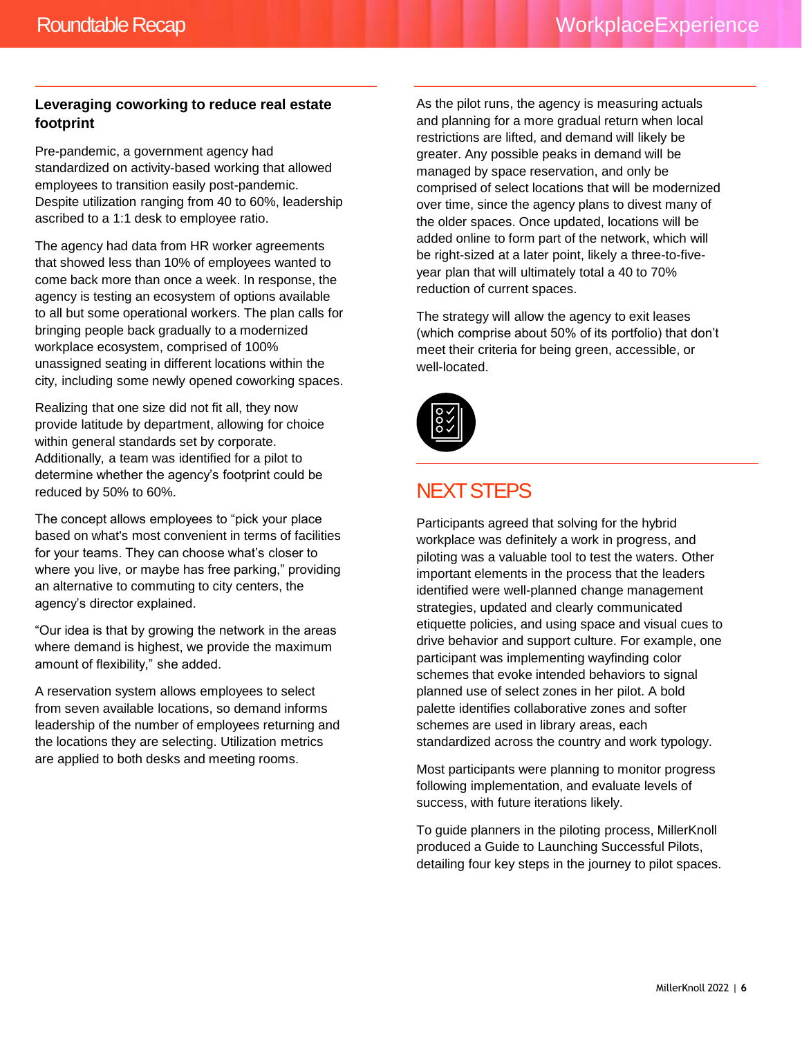## Leveraging coworking to reduce real estate footprint

Pre-pandemic, a government agency had standardized on activity-based working that allowed employees to transition easily post-pandemic. Despite utilization ranging from 40 to 60%, leadership ascribed to a 1:1 desk to employee ratio.

The agency had data from HR worker agreements that showed less than 10% of employees wanted to come back more than once a week. In response, the agency is testing an ecosystem of options available to all but some operational workers. The plan calls for bringing people back gradually to a modernized workplace ecosystem, comprised of 100% unassigned seating in different locations within the city, including some newly opened coworking spaces.

Realizing that one size did not fit all, they now provide latitude by department, allowing for choice within general standards set by corporate. Additionally, a team was identified for a pilot to determine whether the agency's footprint could be reduced by 50% to 60%.

The concept allows employees to "pick your place based on what's most convenient in terms of facilities for your teams. They can choose what's closer to where you live, or maybe has free parking," providing an alternative to commuting to city centers, the agency's director explained.

"Our idea is that by growing the network in the areas where demand is highest, we provide the maximum amount of flexibility," she added.

A reservation system allows employees to select from seven available locations, so demand informs leadership of the number of employees returning and the locations they are selecting. Utilization metrics are applied to both desks and meeting rooms.

As the pilot runs, the agency is measuring actuals and planning for a more gradual return when local restrictions are lifted, and demand will likely be greater. Any possible peaks in demand will be managed by space reservation, and only be comprised of select locations that will be modernized over time, since the agency plans to divest many of the older spaces. Once updated, locations will be added online to form part of the network, which will be right-sized at a later point, likely a three-to-five-year plan that will ultimately total a 40 to 70% reduction of current spaces.

The strategy will allow the agency to exit leases (which comprise about 50% of its portfolio) that don't meet their criteria for being green, accessible, or well-located.

## NEXT STEPS

Participants agreed that solving for the hybrid workplace was definitely a work in progress, and piloting was a valuable tool to test the waters. Other important elements in the process that the leaders identified were well-planned change management strategies, updated and clearly communicated etiquette policies, and using space and visual cues to drive behavior and support culture. For example, one participant was implementing wayfinding color schemes that evoke intended behaviors to signal planned use of select zones in her pilot. A bold palette identifies collaborative zones and softer schemes are used in library areas, each standardized across the country and work typology.

Most participants were planning to monitor progress following implementation, and evaluate levels of success, with future iterations likely.

To guide planners in the piloting process, MillerKnoll produced a Guide to Launching Successful Pilots, detailing four key steps in the journey to pilot spaces.